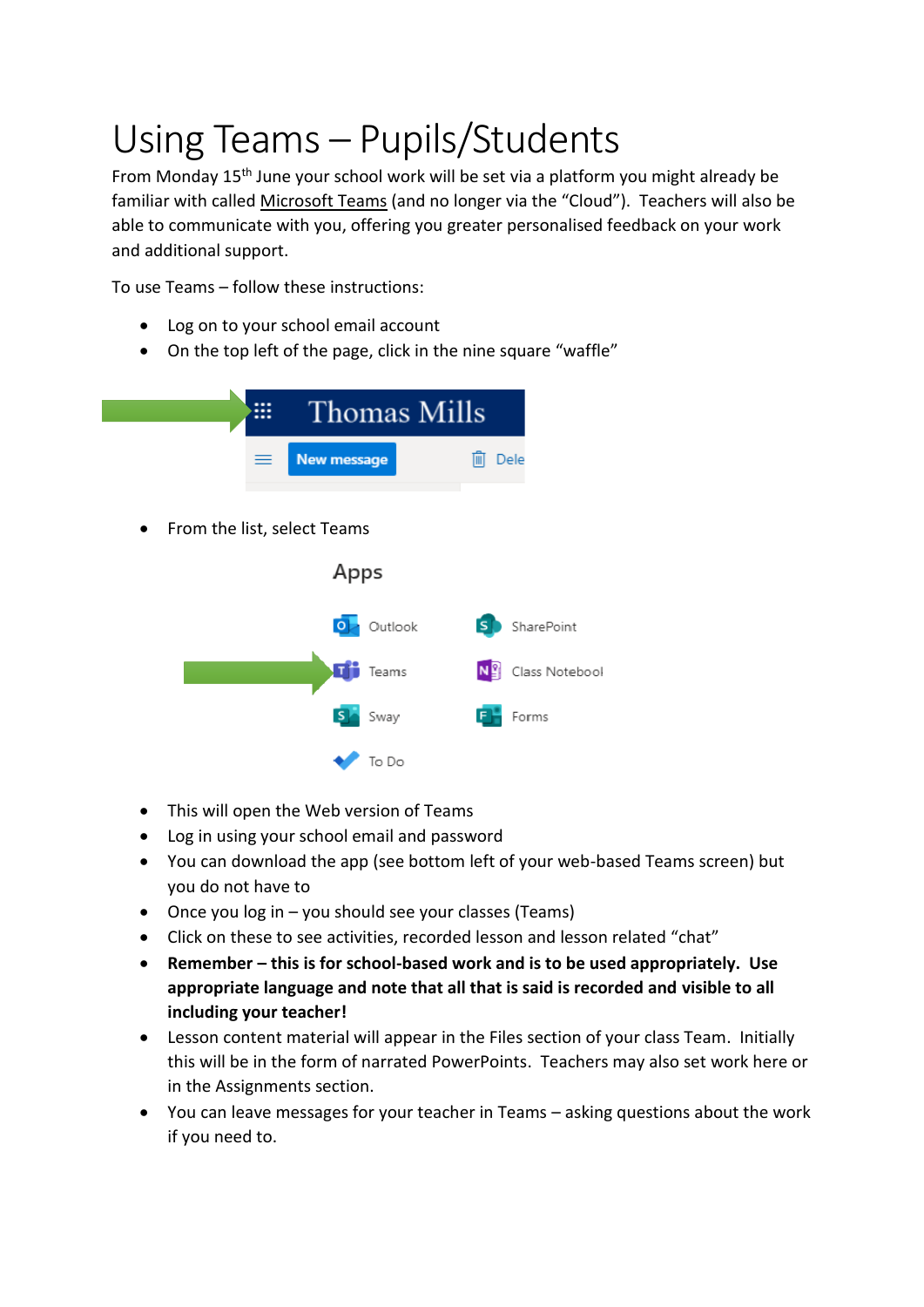# Using Teams – Pupils/Students

From Monday 15th June your school work will be set via a platform you might already be familiar with called Microsoft Teams (and no longer via the "Cloud"). Teachers will also be able to communicate with you, offering you greater personalised feedback on your work and additional support.

To use Teams – follow these instructions:

- Log on to your school email account
- On the top left of the page, click in the nine square "waffle"

- From the list, select Teams

- This will open the Web version of Teams
- Log in using your school email and password
- You can download the app (see bottom left of your web-based Teams screen) but you do not have to
- Once you log in – you should see your classes (Teams)
- Click on these to see activities, recorded lesson and lesson related "chat"
- **Remember – this is for school-based work and is to be used appropriately. Use appropriate language and note that all that is said is recorded and visible to all including your teacher!**
- Lesson content material will appear in the Files section of your class Team. Initially this will be in the form of narrated PowerPoints. Teachers may also set work here or in the Assignments section.
- You can leave messages for your teacher in Teams – asking questions about the work if you need to.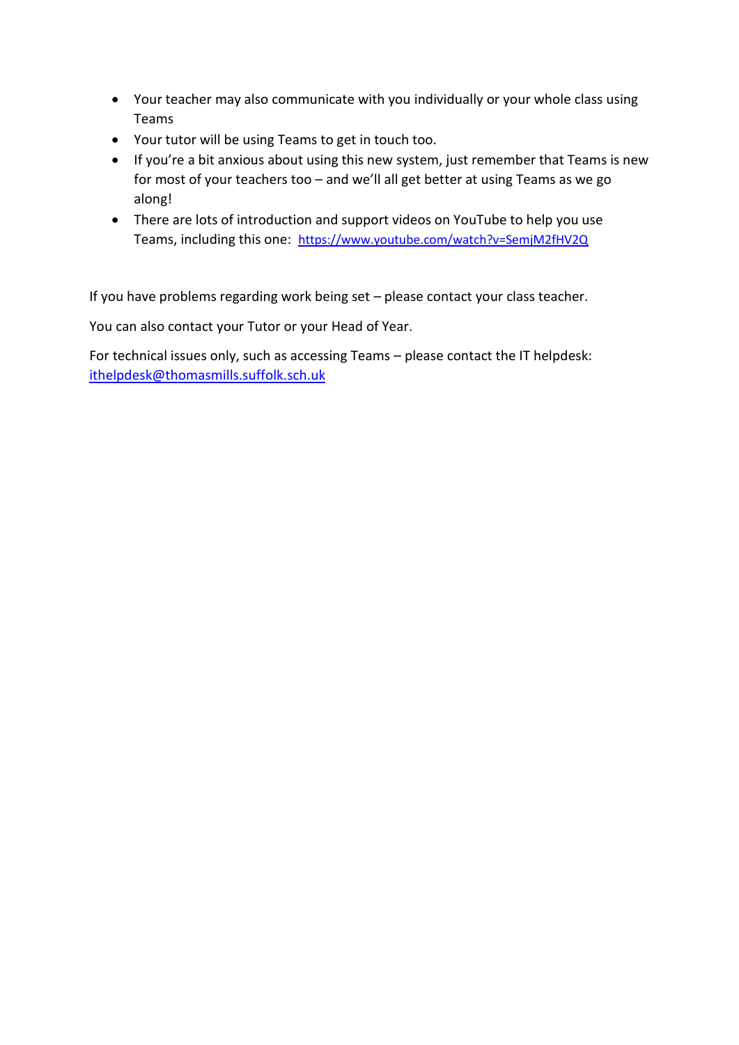- Your teacher may also communicate with you individually or your whole class using Teams
- Your tutor will be using Teams to get in touch too.
- If you're a bit anxious about using this new system, just remember that Teams is new for most of your teachers too – and we'll all get better at using Teams as we go along!
- There are lots of introduction and support videos on YouTube to help you use Teams, including this one: https://www.youtube.com/watch?v=SemjM2fHV2Q

If you have problems regarding work being set – please contact your class teacher.

You can also contact your Tutor or your Head of Year.

For technical issues only, such as accessing Teams – please contact the IT helpdesk: ithelpdesk@thomasmills.suffolk.sch.uk